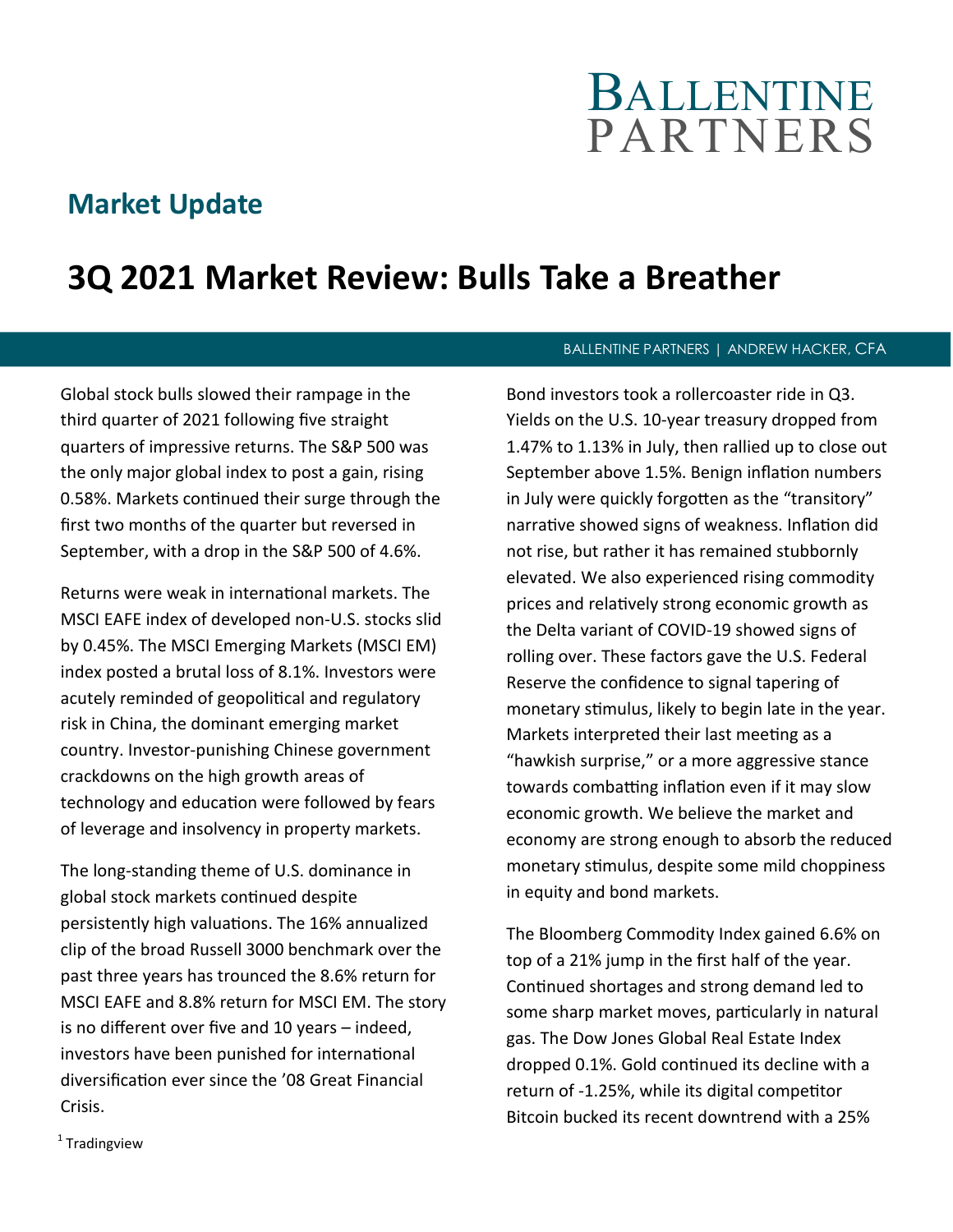# Ballentine Partners

## Market Update

# 3Q 2021 Market Review: Bulls Take a Breather

BALLENTINE PARTNERS | ANDREW HACKER, CFA

Global stock bulls slowed their rampage in the third quarter of 2021 following five straight quarters of impressive returns. The S&P 500 was the only major global index to post a gain, rising 0.58%. Markets continued their surge through the first two months of the quarter but reversed in September, with a drop in the S&P 500 of 4.6%.

Returns were weak in international markets. The MSCI EAFE index of developed non-U.S. stocks slid by 0.45%. The MSCI Emerging Markets (MSCI EM) index posted a brutal loss of 8.1%. Investors were acutely reminded of geopolitical and regulatory risk in China, the dominant emerging market country. Investor-punishing Chinese government crackdowns on the high growth areas of technology and education were followed by fears of leverage and insolvency in property markets.

The long-standing theme of U.S. dominance in global stock markets continued despite persistently high valuations. The 16% annualized clip of the broad Russell 3000 benchmark over the past three years has trounced the 8.6% return for MSCI EAFE and 8.8% return for MSCI EM. The story is no different over five and 10 years – indeed, investors have been punished for international diversification ever since the '08 Great Financial Crisis.

Bond investors took a rollercoaster ride in Q3. Yields on the U.S. 10-year treasury dropped from 1.47% to 1.13% in July, then rallied up to close out September above 1.5%. Benign inflation numbers in July were quickly forgotten as the "transitory" narrative showed signs of weakness. Inflation did not rise, but rather it has remained stubbornly elevated. We also experienced rising commodity prices and relatively strong economic growth as the Delta variant of COVID-19 showed signs of rolling over. These factors gave the U.S. Federal Reserve the confidence to signal tapering of monetary stimulus, likely to begin late in the year. Markets interpreted their last meeting as a "hawkish surprise," or a more aggressive stance towards combatting inflation even if it may slow economic growth. We believe the market and economy are strong enough to absorb the reduced monetary stimulus, despite some mild choppiness in equity and bond markets.

The Bloomberg Commodity Index gained 6.6% on top of a 21% jump in the first half of the year. Continued shortages and strong demand led to some sharp market moves, particularly in natural gas. The Dow Jones Global Real Estate Index dropped 0.1%. Gold continued its decline with a return of -1.25%, while its digital competitor Bitcoin bucked its recent downtrend with a 25%

[1] Tradingview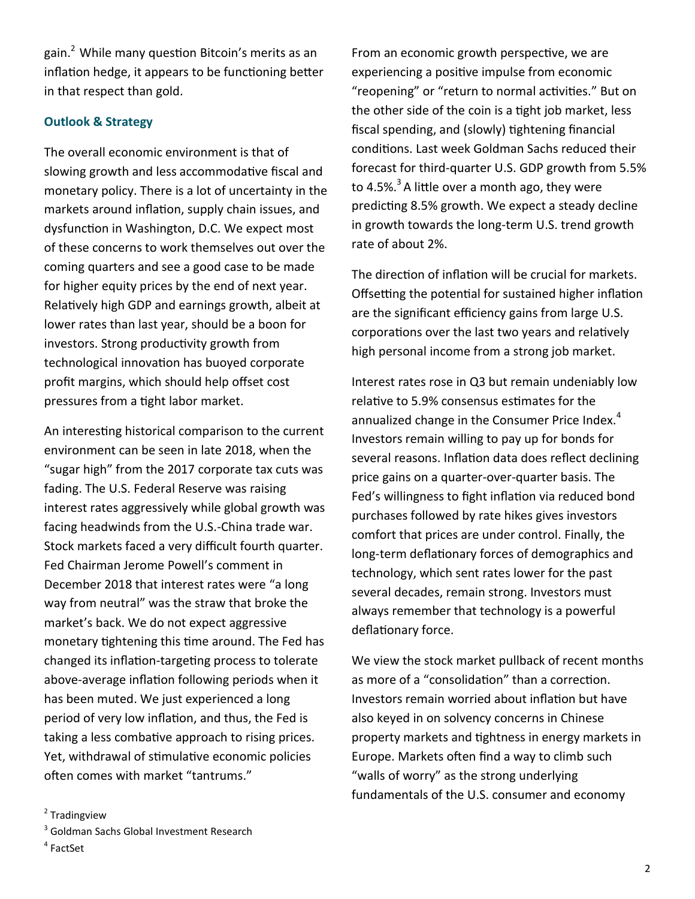gain.[2] While many question Bitcoin's merits as an inflation hedge, it appears to be functioning better in that respect than gold.

## Outlook & Strategy

The overall economic environment is that of slowing growth and less accommodative fiscal and monetary policy. There is a lot of uncertainty in the markets around inflation, supply chain issues, and dysfunction in Washington, D.C. We expect most of these concerns to work themselves out over the coming quarters and see a good case to be made for higher equity prices by the end of next year. Relatively high GDP and earnings growth, albeit at lower rates than last year, should be a boon for investors. Strong productivity growth from technological innovation has buoyed corporate profit margins, which should help offset cost pressures from a tight labor market.

An interesting historical comparison to the current environment can be seen in late 2018, when the "sugar high" from the 2017 corporate tax cuts was fading. The U.S. Federal Reserve was raising interest rates aggressively while global growth was facing headwinds from the U.S.-China trade war. Stock markets faced a very difficult fourth quarter. Fed Chairman Jerome Powell's comment in December 2018 that interest rates were "a long way from neutral" was the straw that broke the market's back. We do not expect aggressive monetary tightening this time around. The Fed has changed its inflation-targeting process to tolerate above-average inflation following periods when it has been muted. We just experienced a long period of very low inflation, and thus, the Fed is taking a less combative approach to rising prices. Yet, withdrawal of stimulative economic policies often comes with market "tantrums."

From an economic growth perspective, we are experiencing a positive impulse from economic "reopening" or "return to normal activities." But on the other side of the coin is a tight job market, less fiscal spending, and (slowly) tightening financial conditions. Last week Goldman Sachs reduced their forecast for third-quarter U.S. GDP growth from 5.5% to 4.5%.[3] A little over a month ago, they were predicting 8.5% growth. We expect a steady decline in growth towards the long-term U.S. trend growth rate of about 2%.

The direction of inflation will be crucial for markets. Offsetting the potential for sustained higher inflation are the significant efficiency gains from large U.S. corporations over the last two years and relatively high personal income from a strong job market.

Interest rates rose in Q3 but remain undeniably low relative to 5.9% consensus estimates for the annualized change in the Consumer Price Index.[4] Investors remain willing to pay up for bonds for several reasons. Inflation data does reflect declining price gains on a quarter-over-quarter basis. The Fed's willingness to fight inflation via reduced bond purchases followed by rate hikes gives investors comfort that prices are under control. Finally, the long-term deflationary forces of demographics and technology, which sent rates lower for the past several decades, remain strong. Investors must always remember that technology is a powerful deflationary force.

We view the stock market pullback of recent months as more of a "consolidation" than a correction. Investors remain worried about inflation but have also keyed in on solvency concerns in Chinese property markets and tightness in energy markets in Europe. Markets often find a way to climb such "walls of worry" as the strong underlying fundamentals of the U.S. consumer and economy

[2] Tradingview

[3] Goldman Sachs Global Investment Research

[4] FactSet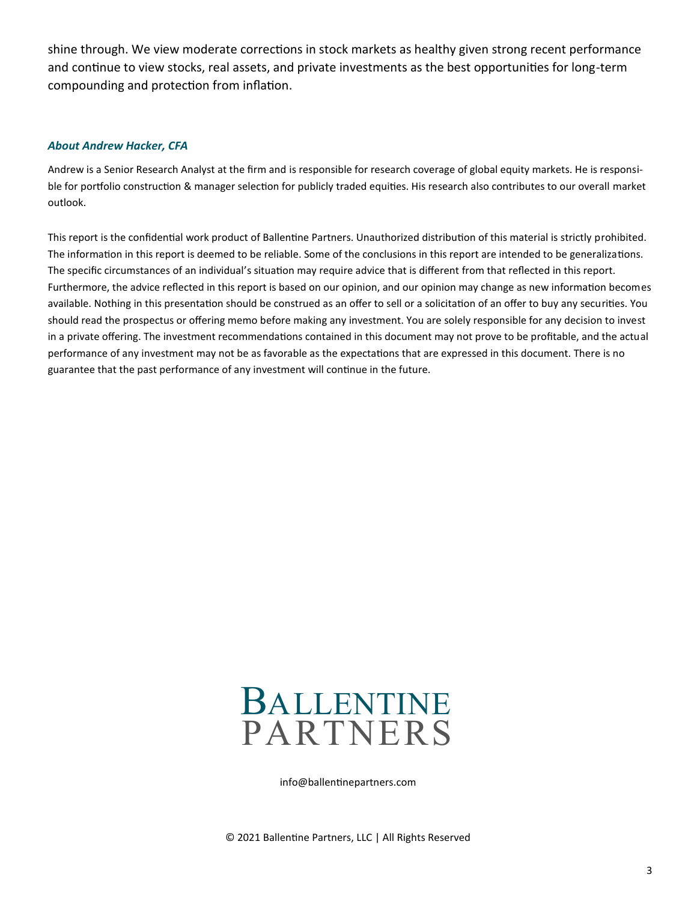shine through. We view moderate corrections in stock markets as healthy given strong recent performance and continue to view stocks, real assets, and private investments as the best opportunities for long-term compounding and protection from inflation.

### *About Andrew Hacker, CFA*

Andrew is a Senior Research Analyst at the firm and is responsible for research coverage of global equity markets. He is responsible for portfolio construction & manager selection for publicly traded equities. His research also contributes to our overall market outlook.

This report is the confidential work product of Ballentine Partners. Unauthorized distribution of this material is strictly prohibited. The information in this report is deemed to be reliable. Some of the conclusions in this report are intended to be generalizations. The specific circumstances of an individual's situation may require advice that is different from that reflected in this report. Furthermore, the advice reflected in this report is based on our opinion, and our opinion may change as new information becomes available. Nothing in this presentation should be construed as an offer to sell or a solicitation of an offer to buy any securities. You should read the prospectus or offering memo before making any investment. You are solely responsible for any decision to invest in a private offering. The investment recommendations contained in this document may not prove to be profitable, and the actual performance of any investment may not be as favorable as the expectations that are expressed in this document. There is no guarantee that the past performance of any investment will continue in the future.

BALLENTINE PARTNERS

info@ballentinepartners.com

© 2021 Ballentine Partners, LLC | All Rights Reserved